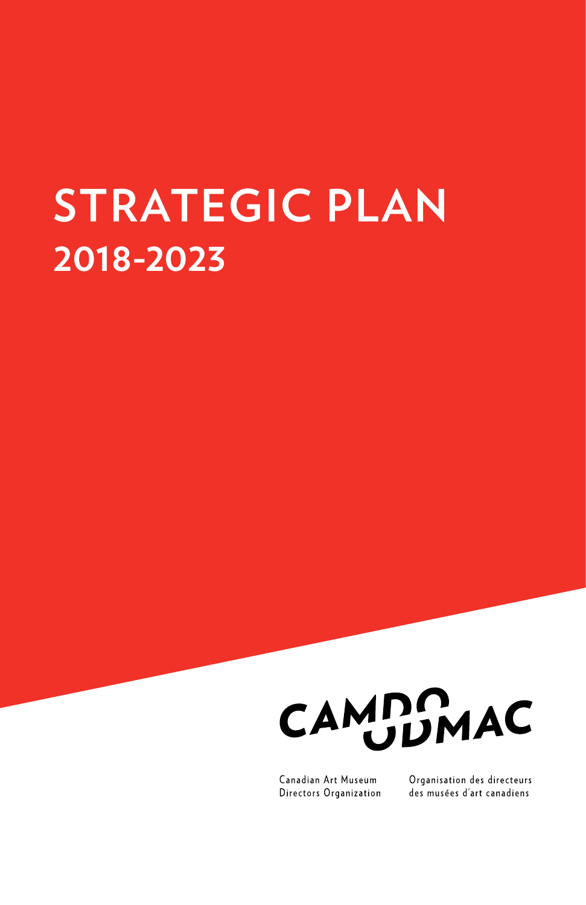# STRATEGIC PLAN
## 2018-2023

CAMDO OMDAC

Canadian Art Museum Directors Organization

Organisation des directeurs des musées d'art canadiens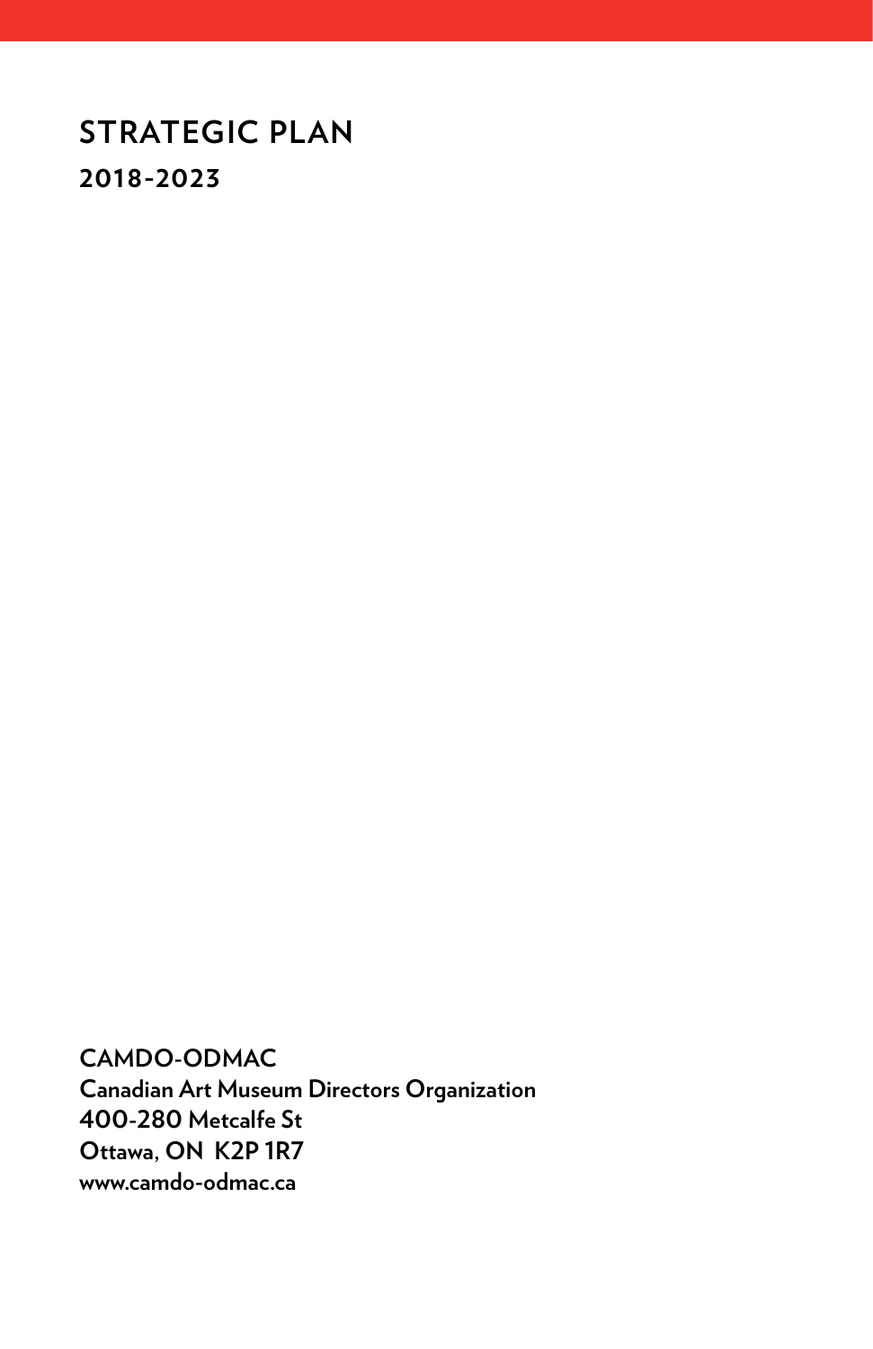# STRATEGIC PLAN

## 2018-2023

**CAMDO-ODMAC**
**Canadian Art Museum Directors Organization**
**400-280 Metcalfe St**
**Ottawa, ON K2P 1R7**
**www.camdo-odmac.ca**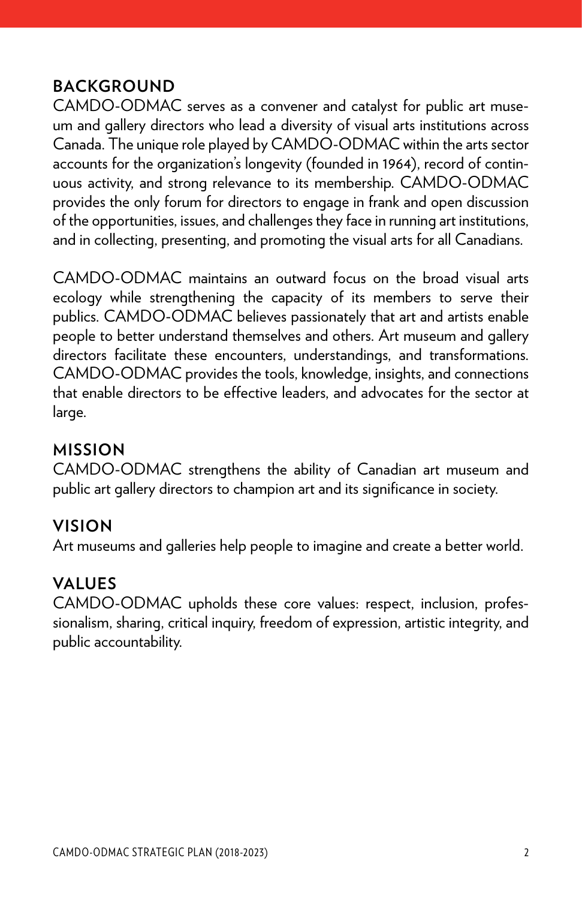## BACKGROUND

CAMDO-ODMAC serves as a convener and catalyst for public art museum and gallery directors who lead a diversity of visual arts institutions across Canada. The unique role played by CAMDO-ODMAC within the arts sector accounts for the organization's longevity (founded in 1964), record of continuous activity, and strong relevance to its membership. CAMDO-ODMAC provides the only forum for directors to engage in frank and open discussion of the opportunities, issues, and challenges they face in running art institutions, and in collecting, presenting, and promoting the visual arts for all Canadians.

CAMDO-ODMAC maintains an outward focus on the broad visual arts ecology while strengthening the capacity of its members to serve their publics. CAMDO-ODMAC believes passionately that art and artists enable people to better understand themselves and others. Art museum and gallery directors facilitate these encounters, understandings, and transformations. CAMDO-ODMAC provides the tools, knowledge, insights, and connections that enable directors to be effective leaders, and advocates for the sector at large.

## MISSION

CAMDO-ODMAC strengthens the ability of Canadian art museum and public art gallery directors to champion art and its significance in society.

## VISION

Art museums and galleries help people to imagine and create a better world.

## VALUES

CAMDO-ODMAC upholds these core values: respect, inclusion, professionalism, sharing, critical inquiry, freedom of expression, artistic integrity, and public accountability.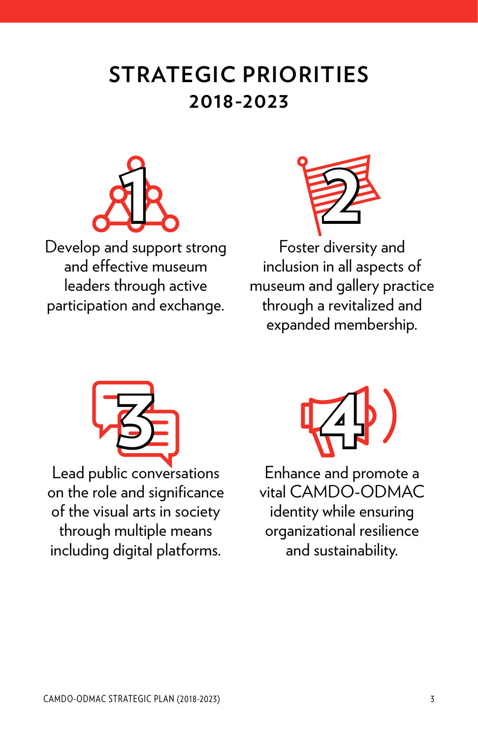# STRATEGIC PRIORITIES
## 2018-2023

1. Develop and support strong and effective museum leaders through active participation and exchange.

2. Foster diversity and inclusion in all aspects of museum and gallery practice through a revitalized and expanded membership.

3. Lead public conversations on the role and significance of the visual arts in society through multiple means including digital platforms.

4. Enhance and promote a vital CAMDO-ODMAC identity while ensuring organizational resilience and sustainability.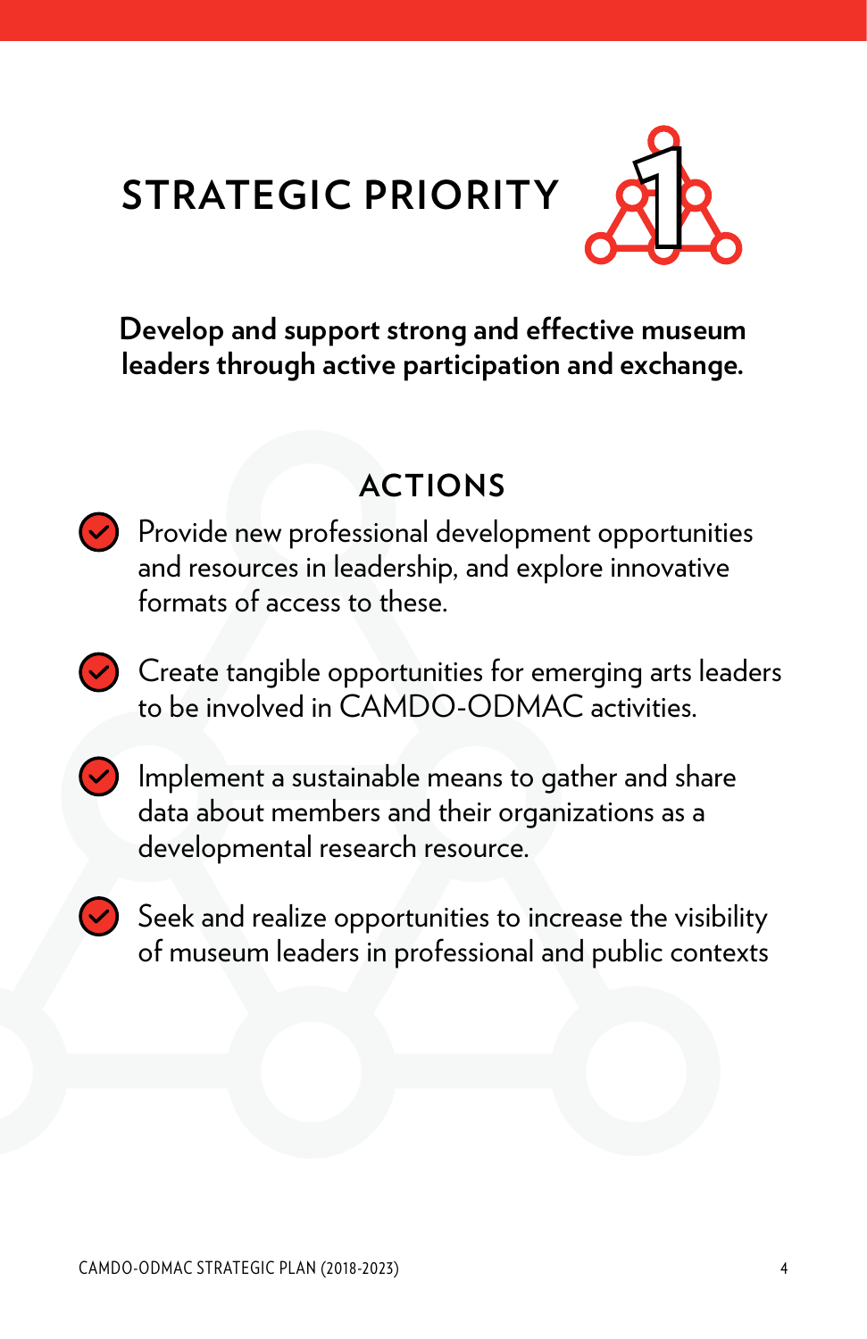# STRATEGIC PRIORITY 1

**Develop and support strong and effective museum leaders through active participation and exchange.**

## ACTIONS

- Provide new professional development opportunities and resources in leadership, and explore innovative formats of access to these.
- Create tangible opportunities for emerging arts leaders to be involved in CAMDO-ODMAC activities.
- Implement a sustainable means to gather and share data about members and their organizations as a developmental research resource.
- Seek and realize opportunities to increase the visibility of museum leaders in professional and public contexts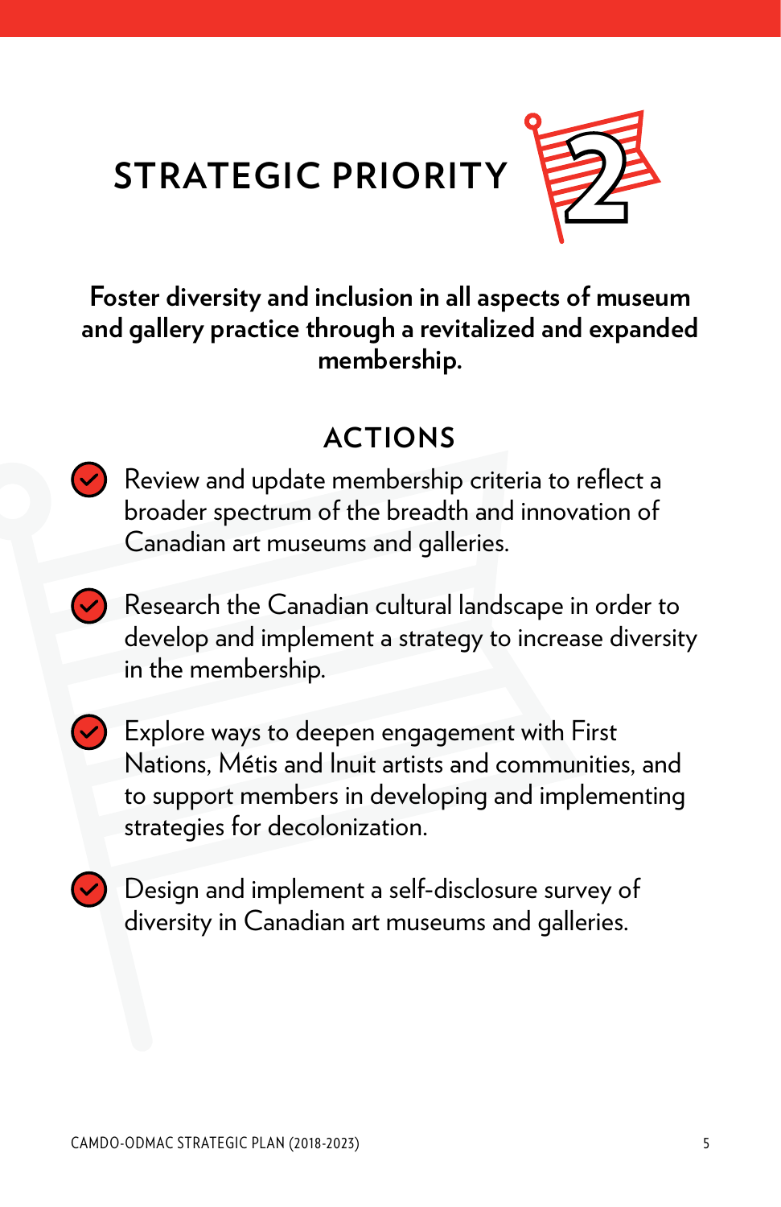# STRATEGIC PRIORITY 2

**Foster diversity and inclusion in all aspects of museum and gallery practice through a revitalized and expanded membership.**

## ACTIONS

- Review and update membership criteria to reflect a broader spectrum of the breadth and innovation of Canadian art museums and galleries.
- Research the Canadian cultural landscape in order to develop and implement a strategy to increase diversity in the membership.
- Explore ways to deepen engagement with First Nations, Métis and Inuit artists and communities, and to support members in developing and implementing strategies for decolonization.
- Design and implement a self-disclosure survey of diversity in Canadian art museums and galleries.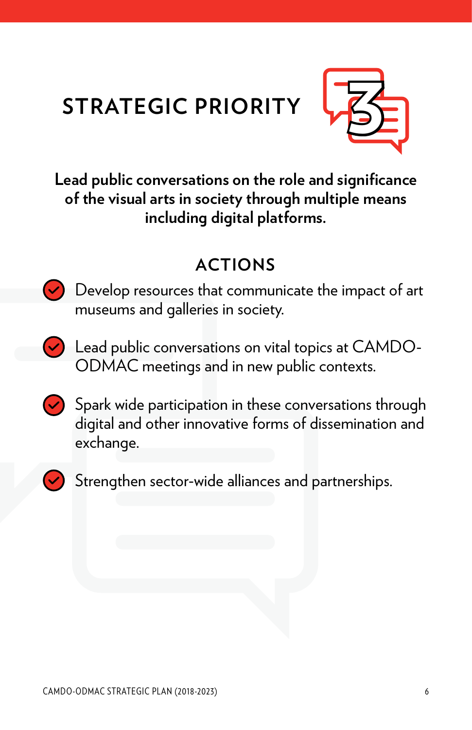# STRATEGIC PRIORITY 3

**Lead public conversations on the role and significance of the visual arts in society through multiple means including digital platforms.**

## ACTIONS

- Develop resources that communicate the impact of art museums and galleries in society.
- Lead public conversations on vital topics at CAMDO-ODMAC meetings and in new public contexts.
- Spark wide participation in these conversations through digital and other innovative forms of dissemination and exchange.
- Strengthen sector-wide alliances and partnerships.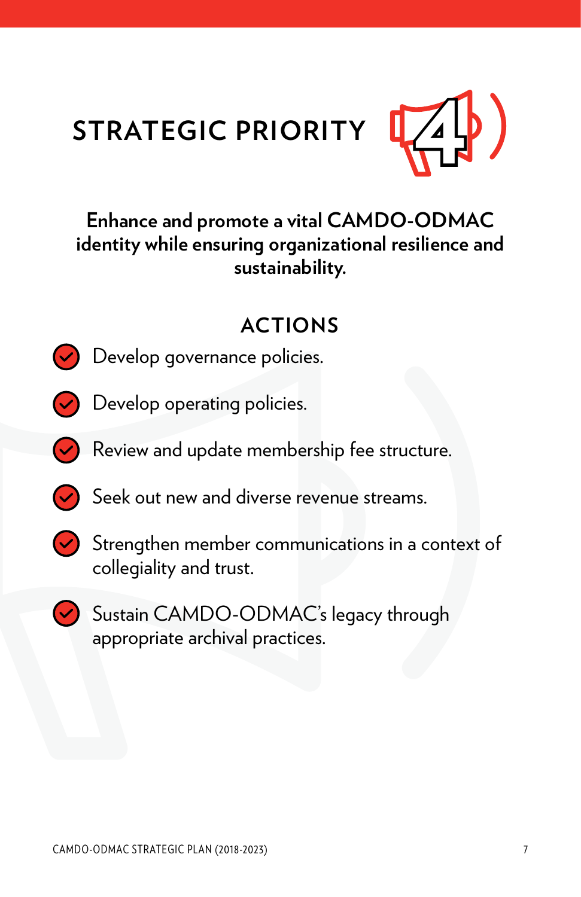# STRATEGIC PRIORITY 4

**Enhance and promote a vital CAMDO-ODMAC identity while ensuring organizational resilience and sustainability.**

## ACTIONS

- Develop governance policies.
- Develop operating policies.
- Review and update membership fee structure.
- Seek out new and diverse revenue streams.
- Strengthen member communications in a context of collegiality and trust.
- Sustain CAMDO-ODMAC's legacy through appropriate archival practices.